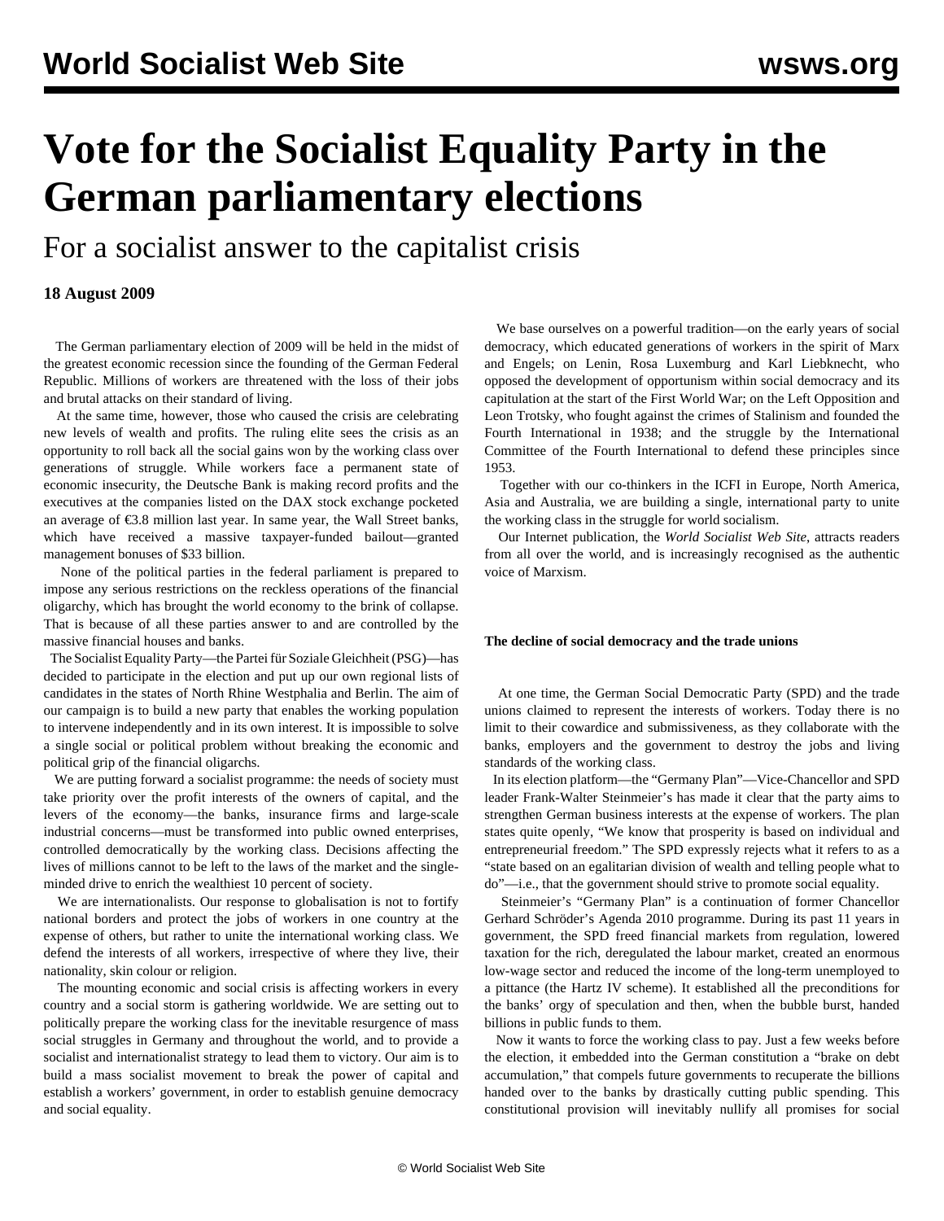# Vote for the Socialist Equality Party in the German parliamentary elections

## For a socialist answer to the capitalist crisis

**18 August 2009**

The German parliamentary election of 2009 will be held in the midst of the greatest economic recession since the founding of the German Federal Republic. Millions of workers are threatened with the loss of their jobs and brutal attacks on their standard of living.

At the same time, however, those who caused the crisis are celebrating new levels of wealth and profits. The ruling elite sees the crisis as an opportunity to roll back all the social gains won by the working class over generations of struggle. While workers face a permanent state of economic insecurity, the Deutsche Bank is making record profits and the executives at the companies listed on the DAX stock exchange pocketed an average of €3.8 million last year. In same year, the Wall Street banks, which have received a massive taxpayer-funded bailout—granted management bonuses of $33 billion.

None of the political parties in the federal parliament is prepared to impose any serious restrictions on the reckless operations of the financial oligarchy, which has brought the world economy to the brink of collapse. That is because of all these parties answer to and are controlled by the massive financial houses and banks.

The Socialist Equality Party—the Partei für Soziale Gleichheit (PSG)—has decided to participate in the election and put up our own regional lists of candidates in the states of North Rhine Westphalia and Berlin. The aim of our campaign is to build a new party that enables the working population to intervene independently and in its own interest. It is impossible to solve a single social or political problem without breaking the economic and political grip of the financial oligarchs.

We are putting forward a socialist programme: the needs of society must take priority over the profit interests of the owners of capital, and the levers of the economy—the banks, insurance firms and large-scale industrial concerns—must be transformed into public owned enterprises, controlled democratically by the working class. Decisions affecting the lives of millions cannot to be left to the laws of the market and the single-minded drive to enrich the wealthiest 10 percent of society.

We are internationalists. Our response to globalisation is not to fortify national borders and protect the jobs of workers in one country at the expense of others, but rather to unite the international working class. We defend the interests of all workers, irrespective of where they live, their nationality, skin colour or religion.

The mounting economic and social crisis is affecting workers in every country and a social storm is gathering worldwide. We are setting out to politically prepare the working class for the inevitable resurgence of mass social struggles in Germany and throughout the world, and to provide a socialist and internationalist strategy to lead them to victory. Our aim is to build a mass socialist movement to break the power of capital and establish a workers' government, in order to establish genuine democracy and social equality.

We base ourselves on a powerful tradition—on the early years of social democracy, which educated generations of workers in the spirit of Marx and Engels; on Lenin, Rosa Luxemburg and Karl Liebknecht, who opposed the development of opportunism within social democracy and its capitulation at the start of the First World War; on the Left Opposition and Leon Trotsky, who fought against the crimes of Stalinism and founded the Fourth International in 1938; and the struggle by the International Committee of the Fourth International to defend these principles since 1953.

Together with our co-thinkers in the ICFI in Europe, North America, Asia and Australia, we are building a single, international party to unite the working class in the struggle for world socialism.

Our Internet publication, the *World Socialist Web Site*, attracts readers from all over the world, and is increasingly recognised as the authentic voice of Marxism.

### The decline of social democracy and the trade unions

At one time, the German Social Democratic Party (SPD) and the trade unions claimed to represent the interests of workers. Today there is no limit to their cowardice and submissiveness, as they collaborate with the banks, employers and the government to destroy the jobs and living standards of the working class.

In its election platform—the "Germany Plan"—Vice-Chancellor and SPD leader Frank-Walter Steinmeier's has made it clear that the party aims to strengthen German business interests at the expense of workers. The plan states quite openly, "We know that prosperity is based on individual and entrepreneurial freedom." The SPD expressly rejects what it refers to as a "state based on an egalitarian division of wealth and telling people what to do"—i.e., that the government should strive to promote social equality.

Steinmeier's "Germany Plan" is a continuation of former Chancellor Gerhard Schröder's Agenda 2010 programme. During its past 11 years in government, the SPD freed financial markets from regulation, lowered taxation for the rich, deregulated the labour market, created an enormous low-wage sector and reduced the income of the long-term unemployed to a pittance (the Hartz IV scheme). It established all the preconditions for the banks' orgy of speculation and then, when the bubble burst, handed billions in public funds to them.

Now it wants to force the working class to pay. Just a few weeks before the election, it embedded into the German constitution a "brake on debt accumulation," that compels future governments to recuperate the billions handed over to the banks by drastically cutting public spending. This constitutional provision will inevitably nullify all promises for social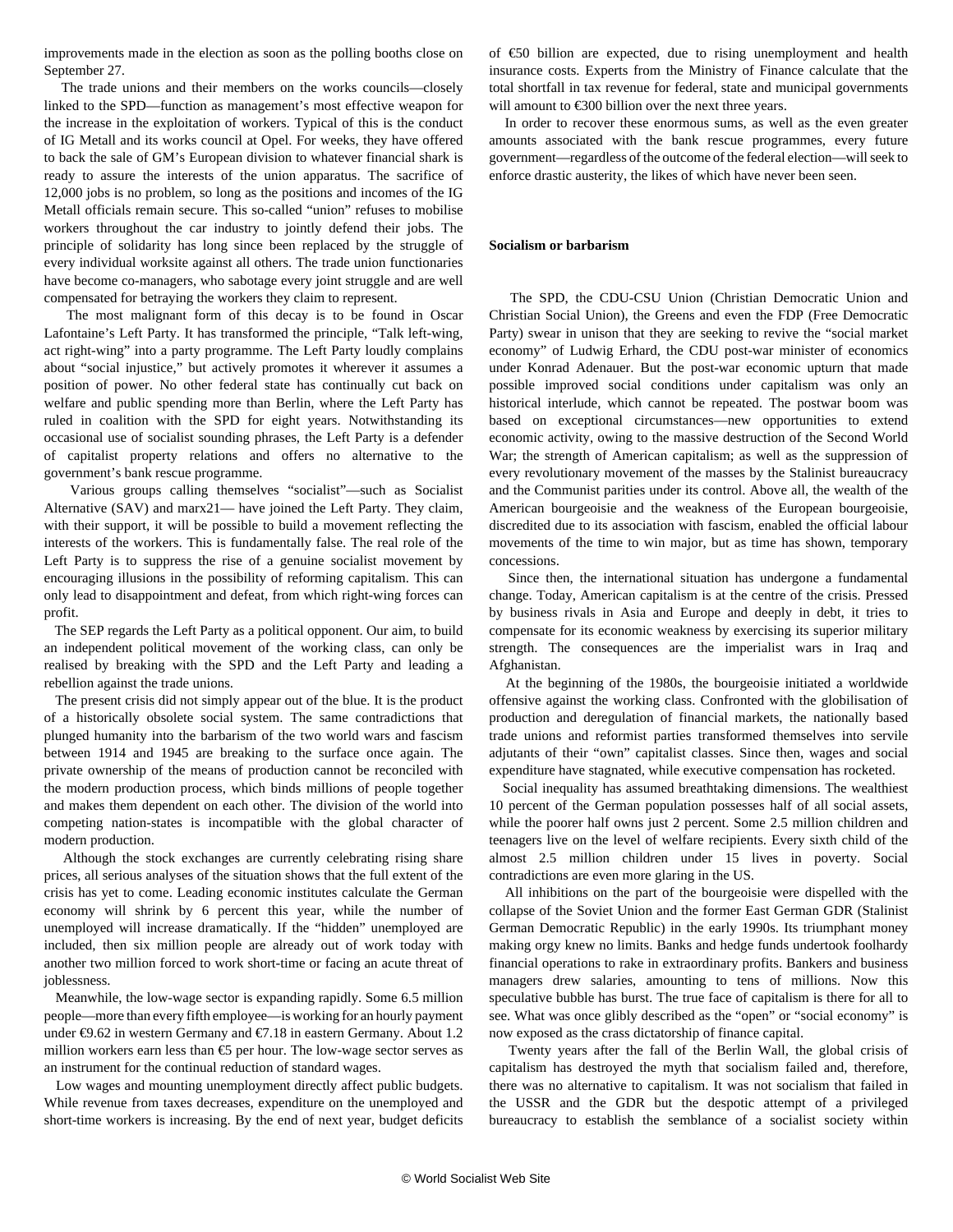improvements made in the election as soon as the polling booths close on September 27.

The trade unions and their members on the works councils—closely linked to the SPD—function as management's most effective weapon for the increase in the exploitation of workers. Typical of this is the conduct of IG Metall and its works council at Opel. For weeks, they have offered to back the sale of GM's European division to whatever financial shark is ready to assure the interests of the union apparatus. The sacrifice of 12,000 jobs is no problem, so long as the positions and incomes of the IG Metall officials remain secure. This so-called "union" refuses to mobilise workers throughout the car industry to jointly defend their jobs. The principle of solidarity has long since been replaced by the struggle of every individual worksite against all others. The trade union functionaries have become co-managers, who sabotage every joint struggle and are well compensated for betraying the workers they claim to represent.

The most malignant form of this decay is to be found in Oscar Lafontaine's Left Party. It has transformed the principle, "Talk left-wing, act right-wing" into a party programme. The Left Party loudly complains about "social injustice," but actively promotes it wherever it assumes a position of power. No other federal state has continually cut back on welfare and public spending more than Berlin, where the Left Party has ruled in coalition with the SPD for eight years. Notwithstanding its occasional use of socialist sounding phrases, the Left Party is a defender of capitalist property relations and offers no alternative to the government's bank rescue programme.

Various groups calling themselves "socialist"—such as Socialist Alternative (SAV) and marx21— have joined the Left Party. They claim, with their support, it will be possible to build a movement reflecting the interests of the workers. This is fundamentally false. The real role of the Left Party is to suppress the rise of a genuine socialist movement by encouraging illusions in the possibility of reforming capitalism. This can only lead to disappointment and defeat, from which right-wing forces can profit.

The SEP regards the Left Party as a political opponent. Our aim, to build an independent political movement of the working class, can only be realised by breaking with the SPD and the Left Party and leading a rebellion against the trade unions.

The present crisis did not simply appear out of the blue. It is the product of a historically obsolete social system. The same contradictions that plunged humanity into the barbarism of the two world wars and fascism between 1914 and 1945 are breaking to the surface once again. The private ownership of the means of production cannot be reconciled with the modern production process, which binds millions of people together and makes them dependent on each other. The division of the world into competing nation-states is incompatible with the global character of modern production.

Although the stock exchanges are currently celebrating rising share prices, all serious analyses of the situation shows that the full extent of the crisis has yet to come. Leading economic institutes calculate the German economy will shrink by 6 percent this year, while the number of unemployed will increase dramatically. If the "hidden" unemployed are included, then six million people are already out of work today with another two million forced to work short-time or facing an acute threat of joblessness.

Meanwhile, the low-wage sector is expanding rapidly. Some 6.5 million people—more than every fifth employee—is working for an hourly payment under €9.62 in western Germany and €7.18 in eastern Germany. About 1.2 million workers earn less than €5 per hour. The low-wage sector serves as an instrument for the continual reduction of standard wages.

Low wages and mounting unemployment directly affect public budgets. While revenue from taxes decreases, expenditure on the unemployed and short-time workers is increasing. By the end of next year, budget deficits of €50 billion are expected, due to rising unemployment and health insurance costs. Experts from the Ministry of Finance calculate that the total shortfall in tax revenue for federal, state and municipal governments will amount to €300 billion over the next three years.

In order to recover these enormous sums, as well as the even greater amounts associated with the bank rescue programmes, every future government—regardless of the outcome of the federal election—will seek to enforce drastic austerity, the likes of which have never been seen.

**Socialism or barbarism**

The SPD, the CDU-CSU Union (Christian Democratic Union and Christian Social Union), the Greens and even the FDP (Free Democratic Party) swear in unison that they are seeking to revive the "social market economy" of Ludwig Erhard, the CDU post-war minister of economics under Konrad Adenauer. But the post-war economic upturn that made possible improved social conditions under capitalism was only an historical interlude, which cannot be repeated. The postwar boom was based on exceptional circumstances—new opportunities to extend economic activity, owing to the massive destruction of the Second World War; the strength of American capitalism; as well as the suppression of every revolutionary movement of the masses by the Stalinist bureaucracy and the Communist parities under its control. Above all, the wealth of the American bourgeoisie and the weakness of the European bourgeoisie, discredited due to its association with fascism, enabled the official labour movements of the time to win major, but as time has shown, temporary concessions.

Since then, the international situation has undergone a fundamental change. Today, American capitalism is at the centre of the crisis. Pressed by business rivals in Asia and Europe and deeply in debt, it tries to compensate for its economic weakness by exercising its superior military strength. The consequences are the imperialist wars in Iraq and Afghanistan.

At the beginning of the 1980s, the bourgeoisie initiated a worldwide offensive against the working class. Confronted with the globilisation of production and deregulation of financial markets, the nationally based trade unions and reformist parties transformed themselves into servile adjutants of their "own" capitalist classes. Since then, wages and social expenditure have stagnated, while executive compensation has rocketed.

Social inequality has assumed breathtaking dimensions. The wealthiest 10 percent of the German population possesses half of all social assets, while the poorer half owns just 2 percent. Some 2.5 million children and teenagers live on the level of welfare recipients. Every sixth child of the almost 2.5 million children under 15 lives in poverty. Social contradictions are even more glaring in the US.

All inhibitions on the part of the bourgeoisie were dispelled with the collapse of the Soviet Union and the former East German GDR (Stalinist German Democratic Republic) in the early 1990s. Its triumphant money making orgy knew no limits. Banks and hedge funds undertook foolhardy financial operations to rake in extraordinary profits. Bankers and business managers drew salaries, amounting to tens of millions. Now this speculative bubble has burst. The true face of capitalism is there for all to see. What was once glibly described as the "open" or "social economy" is now exposed as the crass dictatorship of finance capital.

Twenty years after the fall of the Berlin Wall, the global crisis of capitalism has destroyed the myth that socialism failed and, therefore, there was no alternative to capitalism. It was not socialism that failed in the USSR and the GDR but the despotic attempt of a privileged bureaucracy to establish the semblance of a socialist society within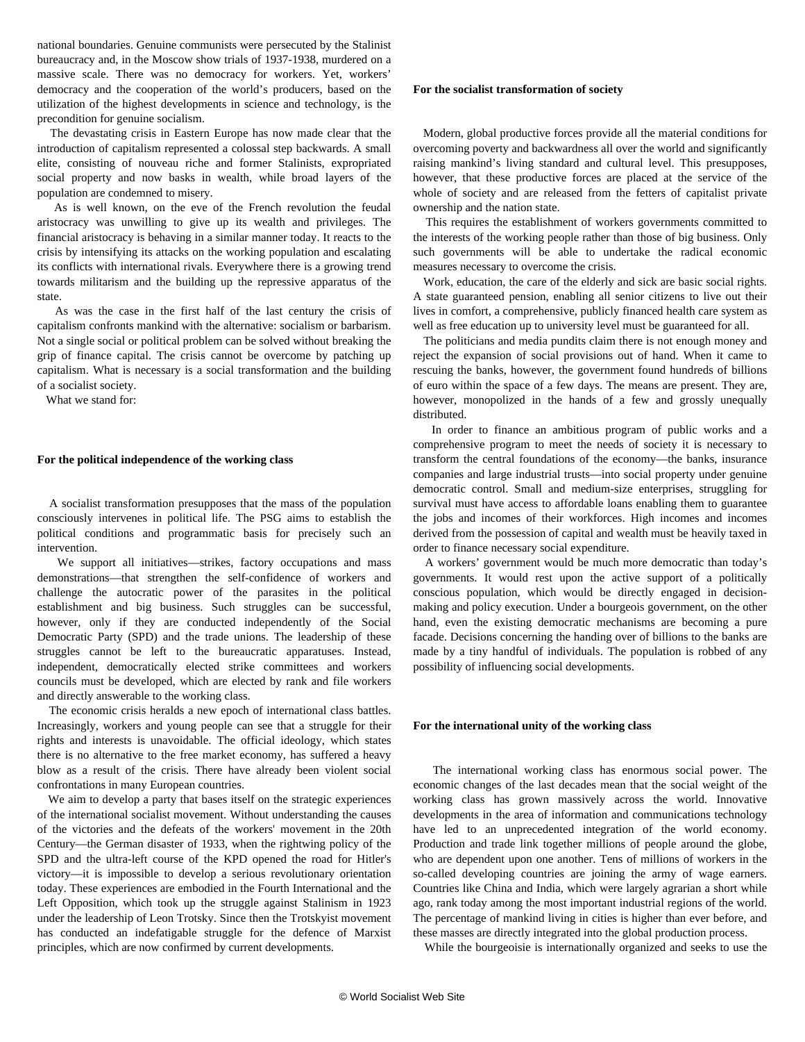national boundaries. Genuine communists were persecuted by the Stalinist bureaucracy and, in the Moscow show trials of 1937-1938, murdered on a massive scale. There was no democracy for workers. Yet, workers' democracy and the cooperation of the world's producers, based on the utilization of the highest developments in science and technology, is the precondition for genuine socialism.

The devastating crisis in Eastern Europe has now made clear that the introduction of capitalism represented a colossal step backwards. A small elite, consisting of nouveau riche and former Stalinists, expropriated social property and now basks in wealth, while broad layers of the population are condemned to misery.

As is well known, on the eve of the French revolution the feudal aristocracy was unwilling to give up its wealth and privileges. The financial aristocracy is behaving in a similar manner today. It reacts to the crisis by intensifying its attacks on the working population and escalating its conflicts with international rivals. Everywhere there is a growing trend towards militarism and the building up the repressive apparatus of the state.

As was the case in the first half of the last century the crisis of capitalism confronts mankind with the alternative: socialism or barbarism. Not a single social or political problem can be solved without breaking the grip of finance capital. The crisis cannot be overcome by patching up capitalism. What is necessary is a social transformation and the building of a socialist society.

What we stand for:

**For the political independence of the working class**

A socialist transformation presupposes that the mass of the population consciously intervenes in political life. The PSG aims to establish the political conditions and programmatic basis for precisely such an intervention.

We support all initiatives—strikes, factory occupations and mass demonstrations—that strengthen the self-confidence of workers and challenge the autocratic power of the parasites in the political establishment and big business. Such struggles can be successful, however, only if they are conducted independently of the Social Democratic Party (SPD) and the trade unions. The leadership of these struggles cannot be left to the bureaucratic apparatuses. Instead, independent, democratically elected strike committees and workers councils must be developed, which are elected by rank and file workers and directly answerable to the working class.

The economic crisis heralds a new epoch of international class battles. Increasingly, workers and young people can see that a struggle for their rights and interests is unavoidable. The official ideology, which states there is no alternative to the free market economy, has suffered a heavy blow as a result of the crisis. There have already been violent social confrontations in many European countries.

We aim to develop a party that bases itself on the strategic experiences of the international socialist movement. Without understanding the causes of the victories and the defeats of the workers' movement in the 20th Century—the German disaster of 1933, when the rightwing policy of the SPD and the ultra-left course of the KPD opened the road for Hitler's victory—it is impossible to develop a serious revolutionary orientation today. These experiences are embodied in the Fourth International and the Left Opposition, which took up the struggle against Stalinism in 1923 under the leadership of Leon Trotsky. Since then the Trotskyist movement has conducted an indefatigable struggle for the defence of Marxist principles, which are now confirmed by current developments.

**For the socialist transformation of society**

Modern, global productive forces provide all the material conditions for overcoming poverty and backwardness all over the world and significantly raising mankind's living standard and cultural level. This presupposes, however, that these productive forces are placed at the service of the whole of society and are released from the fetters of capitalist private ownership and the nation state.

This requires the establishment of workers governments committed to the interests of the working people rather than those of big business. Only such governments will be able to undertake the radical economic measures necessary to overcome the crisis.

Work, education, the care of the elderly and sick are basic social rights. A state guaranteed pension, enabling all senior citizens to live out their lives in comfort, a comprehensive, publicly financed health care system as well as free education up to university level must be guaranteed for all.

The politicians and media pundits claim there is not enough money and reject the expansion of social provisions out of hand. When it came to rescuing the banks, however, the government found hundreds of billions of euro within the space of a few days. The means are present. They are, however, monopolized in the hands of a few and grossly unequally distributed.

In order to finance an ambitious program of public works and a comprehensive program to meet the needs of society it is necessary to transform the central foundations of the economy—the banks, insurance companies and large industrial trusts—into social property under genuine democratic control. Small and medium-size enterprises, struggling for survival must have access to affordable loans enabling them to guarantee the jobs and incomes of their workforces. High incomes and incomes derived from the possession of capital and wealth must be heavily taxed in order to finance necessary social expenditure.

A workers' government would be much more democratic than today's governments. It would rest upon the active support of a politically conscious population, which would be directly engaged in decision-making and policy execution. Under a bourgeois government, on the other hand, even the existing democratic mechanisms are becoming a pure facade. Decisions concerning the handing over of billions to the banks are made by a tiny handful of individuals. The population is robbed of any possibility of influencing social developments.

**For the international unity of the working class**

The international working class has enormous social power. The economic changes of the last decades mean that the social weight of the working class has grown massively across the world. Innovative developments in the area of information and communications technology have led to an unprecedented integration of the world economy. Production and trade link together millions of people around the globe, who are dependent upon one another. Tens of millions of workers in the so-called developing countries are joining the army of wage earners. Countries like China and India, which were largely agrarian a short while ago, rank today among the most important industrial regions of the world. The percentage of mankind living in cities is higher than ever before, and these masses are directly integrated into the global production process.

While the bourgeoisie is internationally organized and seeks to use the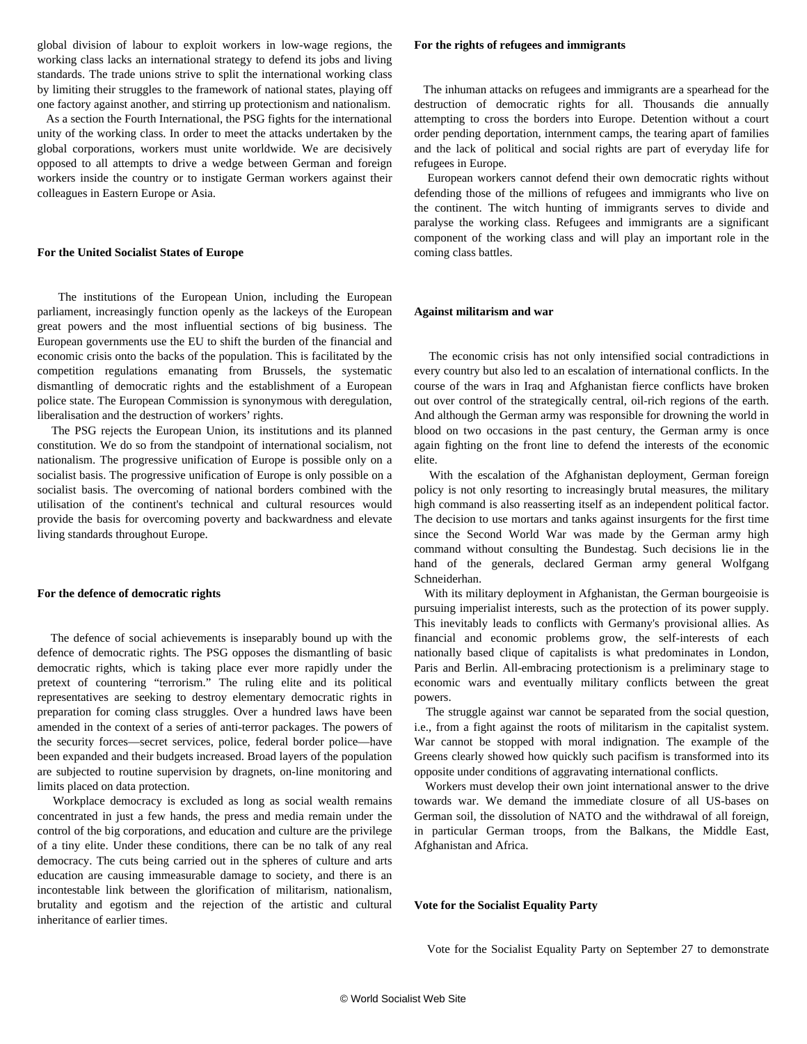global division of labour to exploit workers in low-wage regions, the working class lacks an international strategy to defend its jobs and living standards. The trade unions strive to split the international working class by limiting their struggles to the framework of national states, playing off one factory against another, and stirring up protectionism and nationalism.

As a section the Fourth International, the PSG fights for the international unity of the working class. In order to meet the attacks undertaken by the global corporations, workers must unite worldwide. We are decisively opposed to all attempts to drive a wedge between German and foreign workers inside the country or to instigate German workers against their colleagues in Eastern Europe or Asia.

**For the United Socialist States of Europe**

The institutions of the European Union, including the European parliament, increasingly function openly as the lackeys of the European great powers and the most influential sections of big business. The European governments use the EU to shift the burden of the financial and economic crisis onto the backs of the population. This is facilitated by the competition regulations emanating from Brussels, the systematic dismantling of democratic rights and the establishment of a European police state. The European Commission is synonymous with deregulation, liberalisation and the destruction of workers' rights.

The PSG rejects the European Union, its institutions and its planned constitution. We do so from the standpoint of international socialism, not nationalism. The progressive unification of Europe is possible only on a socialist basis. The progressive unification of Europe is only possible on a socialist basis. The overcoming of national borders combined with the utilisation of the continent's technical and cultural resources would provide the basis for overcoming poverty and backwardness and elevate living standards throughout Europe.

**For the defence of democratic rights**

The defence of social achievements is inseparably bound up with the defence of democratic rights. The PSG opposes the dismantling of basic democratic rights, which is taking place ever more rapidly under the pretext of countering "terrorism." The ruling elite and its political representatives are seeking to destroy elementary democratic rights in preparation for coming class struggles. Over a hundred laws have been amended in the context of a series of anti-terror packages. The powers of the security forces—secret services, police, federal border police—have been expanded and their budgets increased. Broad layers of the population are subjected to routine supervision by dragnets, on-line monitoring and limits placed on data protection.

Workplace democracy is excluded as long as social wealth remains concentrated in just a few hands, the press and media remain under the control of the big corporations, and education and culture are the privilege of a tiny elite. Under these conditions, there can be no talk of any real democracy. The cuts being carried out in the spheres of culture and arts education are causing immeasurable damage to society, and there is an incontestable link between the glorification of militarism, nationalism, brutality and egotism and the rejection of the artistic and cultural inheritance of earlier times.

**For the rights of refugees and immigrants**

The inhuman attacks on refugees and immigrants are a spearhead for the destruction of democratic rights for all. Thousands die annually attempting to cross the borders into Europe. Detention without a court order pending deportation, internment camps, the tearing apart of families and the lack of political and social rights are part of everyday life for refugees in Europe.

European workers cannot defend their own democratic rights without defending those of the millions of refugees and immigrants who live on the continent. The witch hunting of immigrants serves to divide and paralyse the working class. Refugees and immigrants are a significant component of the working class and will play an important role in the coming class battles.

**Against militarism and war**

The economic crisis has not only intensified social contradictions in every country but also led to an escalation of international conflicts. In the course of the wars in Iraq and Afghanistan fierce conflicts have broken out over control of the strategically central, oil-rich regions of the earth. And although the German army was responsible for drowning the world in blood on two occasions in the past century, the German army is once again fighting on the front line to defend the interests of the economic elite.

With the escalation of the Afghanistan deployment, German foreign policy is not only resorting to increasingly brutal measures, the military high command is also reasserting itself as an independent political factor. The decision to use mortars and tanks against insurgents for the first time since the Second World War was made by the German army high command without consulting the Bundestag. Such decisions lie in the hand of the generals, declared German army general Wolfgang Schneiderhan.

With its military deployment in Afghanistan, the German bourgeoisie is pursuing imperialist interests, such as the protection of its power supply. This inevitably leads to conflicts with Germany's provisional allies. As financial and economic problems grow, the self-interests of each nationally based clique of capitalists is what predominates in London, Paris and Berlin. All-embracing protectionism is a preliminary stage to economic wars and eventually military conflicts between the great powers.

The struggle against war cannot be separated from the social question, i.e., from a fight against the roots of militarism in the capitalist system. War cannot be stopped with moral indignation. The example of the Greens clearly showed how quickly such pacifism is transformed into its opposite under conditions of aggravating international conflicts.

Workers must develop their own joint international answer to the drive towards war. We demand the immediate closure of all US-bases on German soil, the dissolution of NATO and the withdrawal of all foreign, in particular German troops, from the Balkans, the Middle East, Afghanistan and Africa.

**Vote for the Socialist Equality Party**

Vote for the Socialist Equality Party on September 27 to demonstrate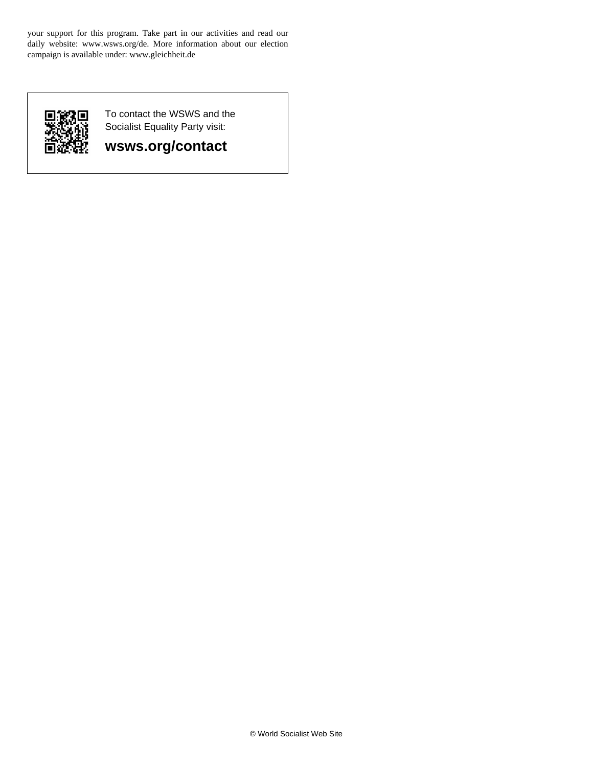your support for this program. Take part in our activities and read our daily website: www.wsws.org/de. More information about our election campaign is available under: www.gleichheit.de

To contact the WSWS and the Socialist Equality Party visit:

**wsws.org/contact**